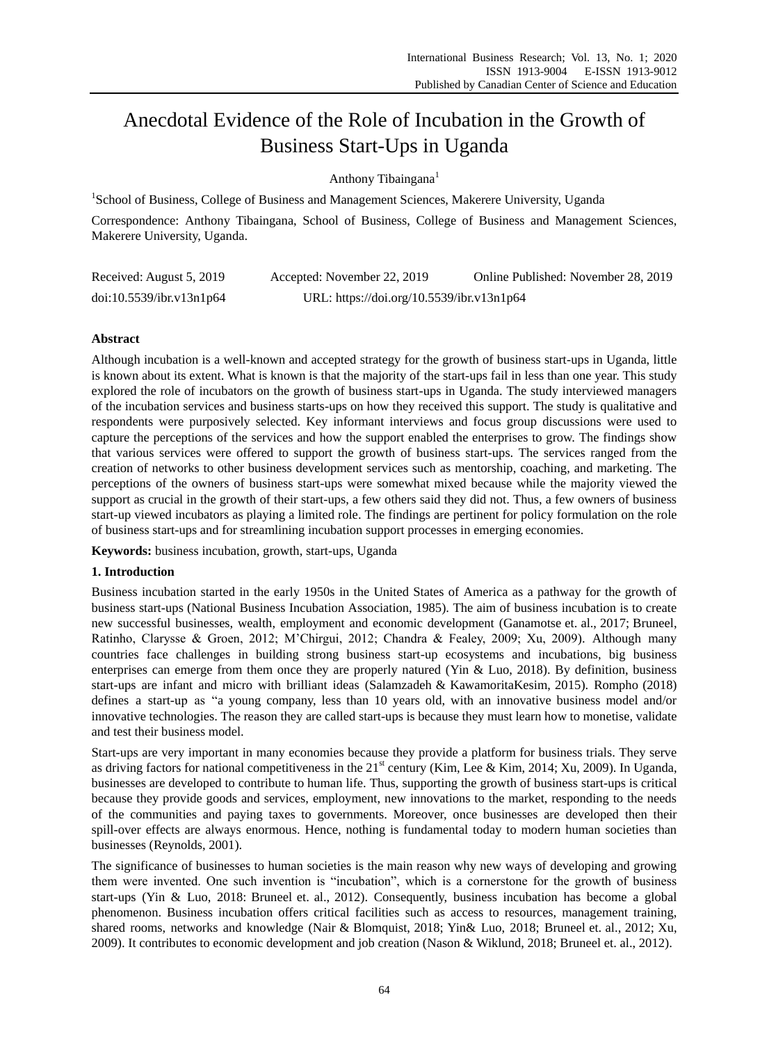# Anecdotal Evidence of the Role of Incubation in the Growth of Business Start-Ups in Uganda

Anthony Tibaingana[1]

[1]School of Business, College of Business and Management Sciences, Makerere University, Uganda

Correspondence: Anthony Tibaingana, School of Business, College of Business and Management Sciences, Makerere University, Uganda.

Received: August 5, 2019 Accepted: November 22, 2019 Online Published: November 28, 2019

doi:10.5539/ibr.v13n1p64 URL: https://doi.org/10.5539/ibr.v13n1p64

## Abstract

Although incubation is a well-known and accepted strategy for the growth of business start-ups in Uganda, little is known about its extent. What is known is that the majority of the start-ups fail in less than one year. This study explored the role of incubators on the growth of business start-ups in Uganda. The study interviewed managers of the incubation services and business starts-ups on how they received this support. The study is qualitative and respondents were purposively selected. Key informant interviews and focus group discussions were used to capture the perceptions of the services and how the support enabled the enterprises to grow. The findings show that various services were offered to support the growth of business start-ups. The services ranged from the creation of networks to other business development services such as mentorship, coaching, and marketing. The perceptions of the owners of business start-ups were somewhat mixed because while the majority viewed the support as crucial in the growth of their start-ups, a few others said they did not. Thus, a few owners of business start-up viewed incubators as playing a limited role. The findings are pertinent for policy formulation on the role of business start-ups and for streamlining incubation support processes in emerging economies.

**Keywords:** business incubation, growth, start-ups, Uganda

## 1. Introduction

Business incubation started in the early 1950s in the United States of America as a pathway for the growth of business start-ups (National Business Incubation Association, 1985). The aim of business incubation is to create new successful businesses, wealth, employment and economic development (Ganamotse et. al., 2017; Bruneel, Ratinho, Clarysse & Groen, 2012; M'Chirgui, 2012; Chandra & Fealey, 2009; Xu, 2009). Although many countries face challenges in building strong business start-up ecosystems and incubations, big business enterprises can emerge from them once they are properly natured (Yin & Luo, 2018). By definition, business start-ups are infant and micro with brilliant ideas (Salamzadeh & KawamoritaKesim, 2015). Rompho (2018) defines a start-up as "a young company, less than 10 years old, with an innovative business model and/or innovative technologies. The reason they are called start-ups is because they must learn how to monetise, validate and test their business model.

Start-ups are very important in many economies because they provide a platform for business trials. They serve as driving factors for national competitiveness in the 21st century (Kim, Lee & Kim, 2014; Xu, 2009). In Uganda, businesses are developed to contribute to human life. Thus, supporting the growth of business start-ups is critical because they provide goods and services, employment, new innovations to the market, responding to the needs of the communities and paying taxes to governments. Moreover, once businesses are developed then their spill-over effects are always enormous. Hence, nothing is fundamental today to modern human societies than businesses (Reynolds, 2001).

The significance of businesses to human societies is the main reason why new ways of developing and growing them were invented. One such invention is "incubation", which is a cornerstone for the growth of business start-ups (Yin & Luo, 2018: Bruneel et. al., 2012). Consequently, business incubation has become a global phenomenon. Business incubation offers critical facilities such as access to resources, management training, shared rooms, networks and knowledge (Nair & Blomquist, 2018; Yin& Luo, 2018; Bruneel et. al., 2012; Xu, 2009). It contributes to economic development and job creation (Nason & Wiklund, 2018; Bruneel et. al., 2012).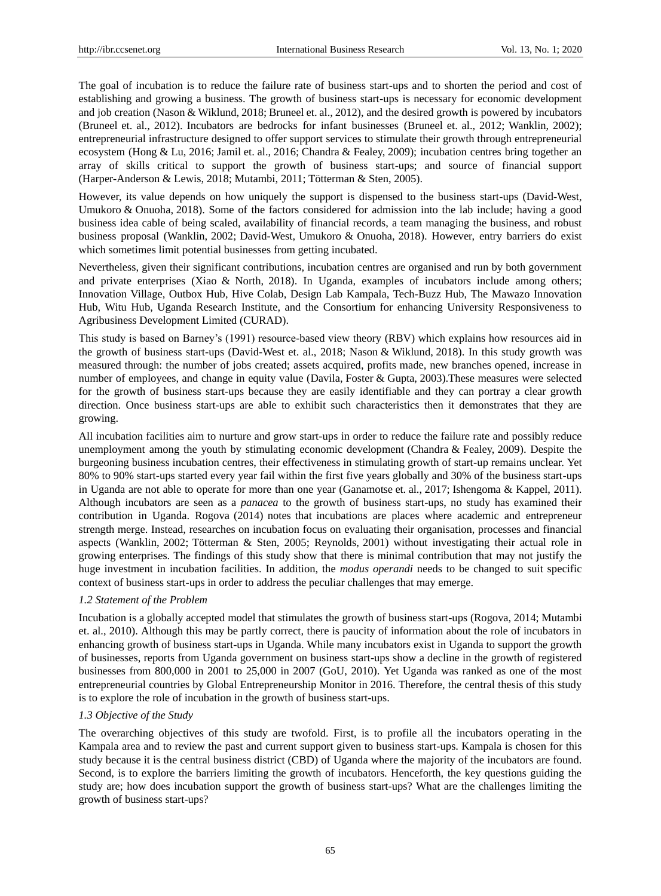The goal of incubation is to reduce the failure rate of business start-ups and to shorten the period and cost of establishing and growing a business. The growth of business start-ups is necessary for economic development and job creation (Nason & Wiklund, 2018; Bruneel et. al., 2012), and the desired growth is powered by incubators (Bruneel et. al., 2012). Incubators are bedrocks for infant businesses (Bruneel et. al., 2012; Wanklin, 2002); entrepreneurial infrastructure designed to offer support services to stimulate their growth through entrepreneurial ecosystem (Hong & Lu, 2016; Jamil et. al., 2016; Chandra & Fealey, 2009); incubation centres bring together an array of skills critical to support the growth of business start-ups; and source of financial support (Harper-Anderson & Lewis, 2018; Mutambi, 2011; Tötterman & Sten, 2005).

However, its value depends on how uniquely the support is dispensed to the business start-ups (David-West, Umukoro & Onuoha, 2018). Some of the factors considered for admission into the lab include; having a good business idea cable of being scaled, availability of financial records, a team managing the business, and robust business proposal (Wanklin, 2002; David-West, Umukoro & Onuoha, 2018). However, entry barriers do exist which sometimes limit potential businesses from getting incubated.

Nevertheless, given their significant contributions, incubation centres are organised and run by both government and private enterprises (Xiao & North, 2018). In Uganda, examples of incubators include among others; Innovation Village, Outbox Hub, Hive Colab, Design Lab Kampala, Tech-Buzz Hub, The Mawazo Innovation Hub, Witu Hub, Uganda Research Institute, and the Consortium for enhancing University Responsiveness to Agribusiness Development Limited (CURAD).

This study is based on Barney's (1991) resource-based view theory (RBV) which explains how resources aid in the growth of business start-ups (David-West et. al., 2018; Nason & Wiklund, 2018). In this study growth was measured through: the number of jobs created; assets acquired, profits made, new branches opened, increase in number of employees, and change in equity value (Davila, Foster & Gupta, 2003).These measures were selected for the growth of business start-ups because they are easily identifiable and they can portray a clear growth direction. Once business start-ups are able to exhibit such characteristics then it demonstrates that they are growing.

All incubation facilities aim to nurture and grow start-ups in order to reduce the failure rate and possibly reduce unemployment among the youth by stimulating economic development (Chandra & Fealey, 2009). Despite the burgeoning business incubation centres, their effectiveness in stimulating growth of start-up remains unclear. Yet 80% to 90% start-ups started every year fail within the first five years globally and 30% of the business start-ups in Uganda are not able to operate for more than one year (Ganamotse et. al., 2017; Ishengoma & Kappel, 2011). Although incubators are seen as a *panacea* to the growth of business start-ups, no study has examined their contribution in Uganda. Rogova (2014) notes that incubations are places where academic and entrepreneur strength merge. Instead, researches on incubation focus on evaluating their organisation, processes and financial aspects (Wanklin, 2002; Tötterman & Sten, 2005; Reynolds, 2001) without investigating their actual role in growing enterprises. The findings of this study show that there is minimal contribution that may not justify the huge investment in incubation facilities. In addition, the *modus operandi* needs to be changed to suit specific context of business start-ups in order to address the peculiar challenges that may emerge.

### *1.2 Statement of the Problem*

Incubation is a globally accepted model that stimulates the growth of business start-ups (Rogova, 2014; Mutambi et. al., 2010). Although this may be partly correct, there is paucity of information about the role of incubators in enhancing growth of business start-ups in Uganda. While many incubators exist in Uganda to support the growth of businesses, reports from Uganda government on business start-ups show a decline in the growth of registered businesses from 800,000 in 2001 to 25,000 in 2007 (GoU, 2010). Yet Uganda was ranked as one of the most entrepreneurial countries by Global Entrepreneurship Monitor in 2016. Therefore, the central thesis of this study is to explore the role of incubation in the growth of business start-ups.

### *1.3 Objective of the Study*

The overarching objectives of this study are twofold. First, is to profile all the incubators operating in the Kampala area and to review the past and current support given to business start-ups. Kampala is chosen for this study because it is the central business district (CBD) of Uganda where the majority of the incubators are found. Second, is to explore the barriers limiting the growth of incubators. Henceforth, the key questions guiding the study are; how does incubation support the growth of business start-ups? What are the challenges limiting the growth of business start-ups?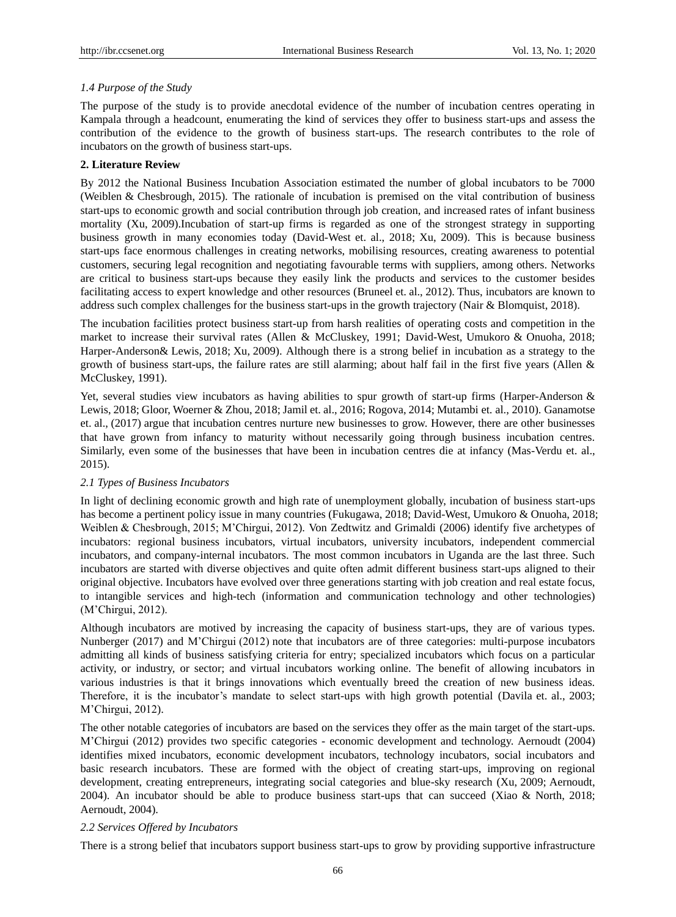### *1.4 Purpose of the Study*

The purpose of the study is to provide anecdotal evidence of the number of incubation centres operating in Kampala through a headcount, enumerating the kind of services they offer to business start-ups and assess the contribution of the evidence to the growth of business start-ups. The research contributes to the role of incubators on the growth of business start-ups.

## **2. Literature Review**

By 2012 the National Business Incubation Association estimated the number of global incubators to be 7000 (Weiblen & Chesbrough, 2015). The rationale of incubation is premised on the vital contribution of business start-ups to economic growth and social contribution through job creation, and increased rates of infant business mortality (Xu, 2009).Incubation of start-up firms is regarded as one of the strongest strategy in supporting business growth in many economies today (David-West et. al., 2018; Xu, 2009). This is because business start-ups face enormous challenges in creating networks, mobilising resources, creating awareness to potential customers, securing legal recognition and negotiating favourable terms with suppliers, among others. Networks are critical to business start-ups because they easily link the products and services to the customer besides facilitating access to expert knowledge and other resources (Bruneel et. al., 2012). Thus, incubators are known to address such complex challenges for the business start-ups in the growth trajectory (Nair & Blomquist, 2018).

The incubation facilities protect business start-up from harsh realities of operating costs and competition in the market to increase their survival rates (Allen & McCluskey, 1991; David-West, Umukoro & Onuoha, 2018; Harper-Anderson& Lewis, 2018; Xu, 2009). Although there is a strong belief in incubation as a strategy to the growth of business start-ups, the failure rates are still alarming; about half fail in the first five years (Allen & McCluskey, 1991).

Yet, several studies view incubators as having abilities to spur growth of start-up firms (Harper-Anderson & Lewis, 2018; Gloor, Woerner & Zhou, 2018; Jamil et. al., 2016; Rogova, 2014; Mutambi et. al., 2010). Ganamotse et. al., (2017) argue that incubation centres nurture new businesses to grow. However, there are other businesses that have grown from infancy to maturity without necessarily going through business incubation centres. Similarly, even some of the businesses that have been in incubation centres die at infancy (Mas-Verdu et. al., 2015).

### *2.1 Types of Business Incubators*

In light of declining economic growth and high rate of unemployment globally, incubation of business start-ups has become a pertinent policy issue in many countries (Fukugawa, 2018; David-West, Umukoro & Onuoha, 2018; Weiblen & Chesbrough, 2015; M'Chirgui, 2012). Von Zedtwitz and Grimaldi (2006) identify five archetypes of incubators: regional business incubators, virtual incubators, university incubators, independent commercial incubators, and company-internal incubators. The most common incubators in Uganda are the last three. Such incubators are started with diverse objectives and quite often admit different business start-ups aligned to their original objective. Incubators have evolved over three generations starting with job creation and real estate focus, to intangible services and high-tech (information and communication technology and other technologies) (M'Chirgui, 2012).

Although incubators are motived by increasing the capacity of business start-ups, they are of various types. Nunberger (2017) and M'Chirgui (2012) note that incubators are of three categories: multi-purpose incubators admitting all kinds of business satisfying criteria for entry; specialized incubators which focus on a particular activity, or industry, or sector; and virtual incubators working online. The benefit of allowing incubators in various industries is that it brings innovations which eventually breed the creation of new business ideas. Therefore, it is the incubator's mandate to select start-ups with high growth potential (Davila et. al., 2003; M'Chirgui, 2012).

The other notable categories of incubators are based on the services they offer as the main target of the start-ups. M'Chirgui (2012) provides two specific categories - economic development and technology. Aernoudt (2004) identifies mixed incubators, economic development incubators, technology incubators, social incubators and basic research incubators. These are formed with the object of creating start-ups, improving on regional development, creating entrepreneurs, integrating social categories and blue-sky research (Xu, 2009; Aernoudt, 2004). An incubator should be able to produce business start-ups that can succeed (Xiao & North, 2018; Aernoudt, 2004).

### *2.2 Services Offered by Incubators*

There is a strong belief that incubators support business start-ups to grow by providing supportive infrastructure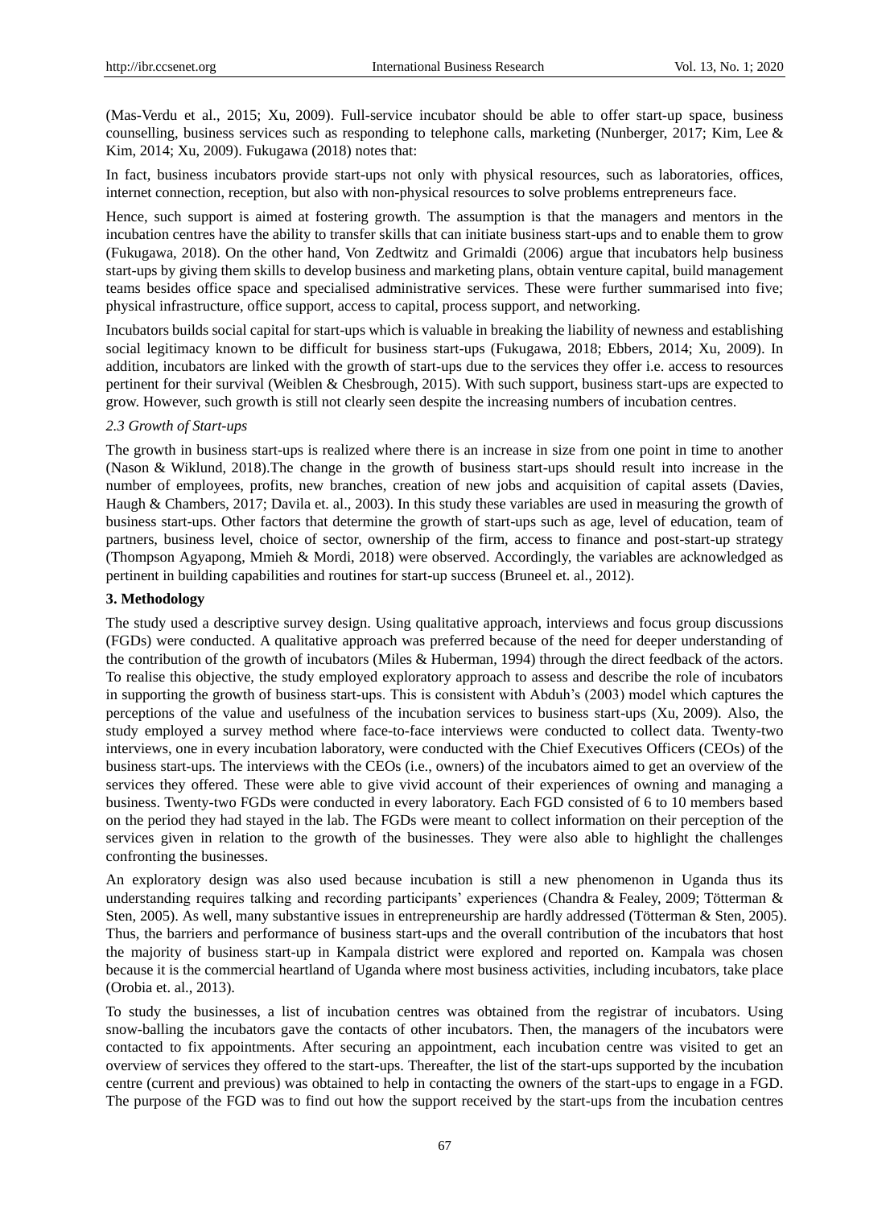(Mas-Verdu et al., 2015; Xu, 2009). Full-service incubator should be able to offer start-up space, business counselling, business services such as responding to telephone calls, marketing (Nunberger, 2017; Kim, Lee & Kim, 2014; Xu, 2009). Fukugawa (2018) notes that:

In fact, business incubators provide start-ups not only with physical resources, such as laboratories, offices, internet connection, reception, but also with non-physical resources to solve problems entrepreneurs face.

Hence, such support is aimed at fostering growth. The assumption is that the managers and mentors in the incubation centres have the ability to transfer skills that can initiate business start-ups and to enable them to grow (Fukugawa, 2018). On the other hand, Von Zedtwitz and Grimaldi (2006) argue that incubators help business start-ups by giving them skills to develop business and marketing plans, obtain venture capital, build management teams besides office space and specialised administrative services. These were further summarised into five; physical infrastructure, office support, access to capital, process support, and networking.

Incubators builds social capital for start-ups which is valuable in breaking the liability of newness and establishing social legitimacy known to be difficult for business start-ups (Fukugawa, 2018; Ebbers, 2014; Xu, 2009). In addition, incubators are linked with the growth of start-ups due to the services they offer i.e. access to resources pertinent for their survival (Weiblen & Chesbrough, 2015). With such support, business start-ups are expected to grow. However, such growth is still not clearly seen despite the increasing numbers of incubation centres.

### *2.3 Growth of Start-ups*

The growth in business start-ups is realized where there is an increase in size from one point in time to another (Nason & Wiklund, 2018).The change in the growth of business start-ups should result into increase in the number of employees, profits, new branches, creation of new jobs and acquisition of capital assets (Davies, Haugh & Chambers, 2017; Davila et. al., 2003). In this study these variables are used in measuring the growth of business start-ups. Other factors that determine the growth of start-ups such as age, level of education, team of partners, business level, choice of sector, ownership of the firm, access to finance and post-start-up strategy (Thompson Agyapong, Mmieh & Mordi, 2018) were observed. Accordingly, the variables are acknowledged as pertinent in building capabilities and routines for start-up success (Bruneel et. al., 2012).

## **3. Methodology**

The study used a descriptive survey design. Using qualitative approach, interviews and focus group discussions (FGDs) were conducted. A qualitative approach was preferred because of the need for deeper understanding of the contribution of the growth of incubators (Miles & Huberman, 1994) through the direct feedback of the actors. To realise this objective, the study employed exploratory approach to assess and describe the role of incubators in supporting the growth of business start-ups. This is consistent with Abduh's (2003) model which captures the perceptions of the value and usefulness of the incubation services to business start-ups (Xu, 2009). Also, the study employed a survey method where face-to-face interviews were conducted to collect data. Twenty-two interviews, one in every incubation laboratory, were conducted with the Chief Executives Officers (CEOs) of the business start-ups. The interviews with the CEOs (i.e., owners) of the incubators aimed to get an overview of the services they offered. These were able to give vivid account of their experiences of owning and managing a business. Twenty-two FGDs were conducted in every laboratory. Each FGD consisted of 6 to 10 members based on the period they had stayed in the lab. The FGDs were meant to collect information on their perception of the services given in relation to the growth of the businesses. They were also able to highlight the challenges confronting the businesses.

An exploratory design was also used because incubation is still a new phenomenon in Uganda thus its understanding requires talking and recording participants' experiences (Chandra & Fealey, 2009; Tötterman & Sten, 2005). As well, many substantive issues in entrepreneurship are hardly addressed (Tötterman & Sten, 2005). Thus, the barriers and performance of business start-ups and the overall contribution of the incubators that host the majority of business start-up in Kampala district were explored and reported on. Kampala was chosen because it is the commercial heartland of Uganda where most business activities, including incubators, take place (Orobia et. al., 2013).

To study the businesses, a list of incubation centres was obtained from the registrar of incubators. Using snow-balling the incubators gave the contacts of other incubators. Then, the managers of the incubators were contacted to fix appointments. After securing an appointment, each incubation centre was visited to get an overview of services they offered to the start-ups. Thereafter, the list of the start-ups supported by the incubation centre (current and previous) was obtained to help in contacting the owners of the start-ups to engage in a FGD. The purpose of the FGD was to find out how the support received by the start-ups from the incubation centres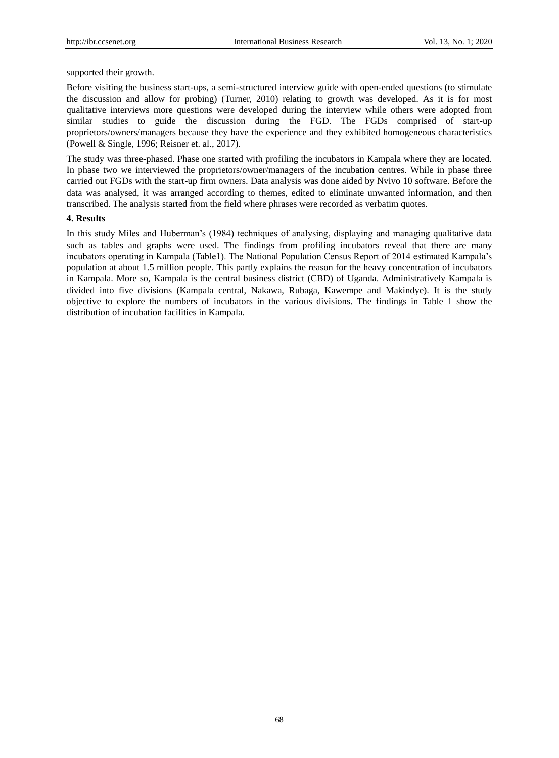supported their growth.

Before visiting the business start-ups, a semi-structured interview guide with open-ended questions (to stimulate the discussion and allow for probing) (Turner, 2010) relating to growth was developed. As it is for most qualitative interviews more questions were developed during the interview while others were adopted from similar studies to guide the discussion during the FGD. The FGDs comprised of start-up proprietors/owners/managers because they have the experience and they exhibited homogeneous characteristics (Powell & Single, 1996; Reisner et. al., 2017).

The study was three-phased. Phase one started with profiling the incubators in Kampala where they are located. In phase two we interviewed the proprietors/owner/managers of the incubation centres. While in phase three carried out FGDs with the start-up firm owners. Data analysis was done aided by Nvivo 10 software. Before the data was analysed, it was arranged according to themes, edited to eliminate unwanted information, and then transcribed. The analysis started from the field where phrases were recorded as verbatim quotes.

## 4. Results

In this study Miles and Huberman's (1984) techniques of analysing, displaying and managing qualitative data such as tables and graphs were used. The findings from profiling incubators reveal that there are many incubators operating in Kampala (Table1). The National Population Census Report of 2014 estimated Kampala's population at about 1.5 million people. This partly explains the reason for the heavy concentration of incubators in Kampala. More so, Kampala is the central business district (CBD) of Uganda. Administratively Kampala is divided into five divisions (Kampala central, Nakawa, Rubaga, Kawempe and Makindye). It is the study objective to explore the numbers of incubators in the various divisions. The findings in Table 1 show the distribution of incubation facilities in Kampala.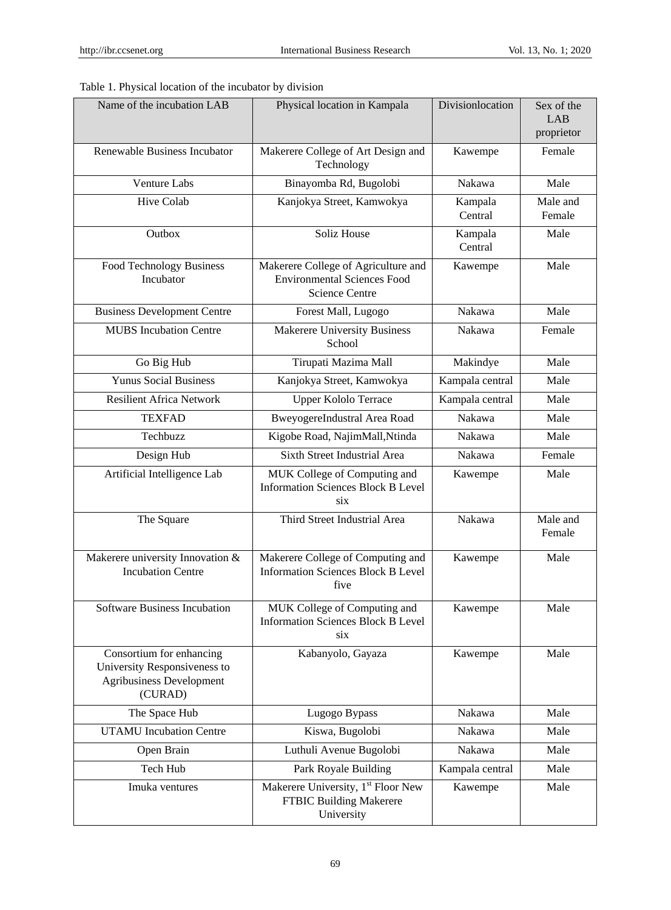Table 1. Physical location of the incubator by division

| Name of the incubation LAB | Physical location in Kampala | Divisionlocation | Sex of the LAB proprietor |
|---|---|---|---|
| Renewable Business Incubator | Makerere College of Art Design and Technology | Kawempe | Female |
| Venture Labs | Binayomba Rd, Bugolobi | Nakawa | Male |
| Hive Colab | Kanjokya Street, Kamwokya | Kampala Central | Male and Female |
| Outbox | Soliz House | Kampala Central | Male |
| Food Technology Business Incubator | Makerere College of Agriculture and Environmental Sciences Food Science Centre | Kawempe | Male |
| Business Development Centre | Forest Mall, Lugogo | Nakawa | Male |
| MUBS Incubation Centre | Makerere University Business School | Nakawa | Female |
| Go Big Hub | Tirupati Mazima Mall | Makindye | Male |
| Yunus Social Business | Kanjokya Street, Kamwokya | Kampala central | Male |
| Resilient Africa Network | Upper Kololo Terrace | Kampala central | Male |
| TEXFAD | BweyogereIndustral Area Road | Nakawa | Male |
| Techbuzz | Kigobe Road, NajimMall,Ntinda | Nakawa | Male |
| Design Hub | Sixth Street Industrial Area | Nakawa | Female |
| Artificial Intelligence Lab | MUK College of Computing and Information Sciences Block B Level six | Kawempe | Male |
| The Square | Third Street Industrial Area | Nakawa | Male and Female |
| Makerere university Innovation & Incubation Centre | Makerere College of Computing and Information Sciences Block B Level five | Kawempe | Male |
| Software Business Incubation | MUK College of Computing and Information Sciences Block B Level six | Kawempe | Male |
| Consortium for enhancing University Responsiveness to Agribusiness Development (CURAD) | Kabanyolo, Gayaza | Kawempe | Male |
| The Space Hub | Lugogo Bypass | Nakawa | Male |
| UTAMU Incubation Centre | Kiswa, Bugolobi | Nakawa | Male |
| Open Brain | Luthuli Avenue Bugolobi | Nakawa | Male |
| Tech Hub | Park Royale Building | Kampala central | Male |
| Imuka ventures | Makerere University, 1st Floor New FTBIC Building Makerere University | Kawempe | Male |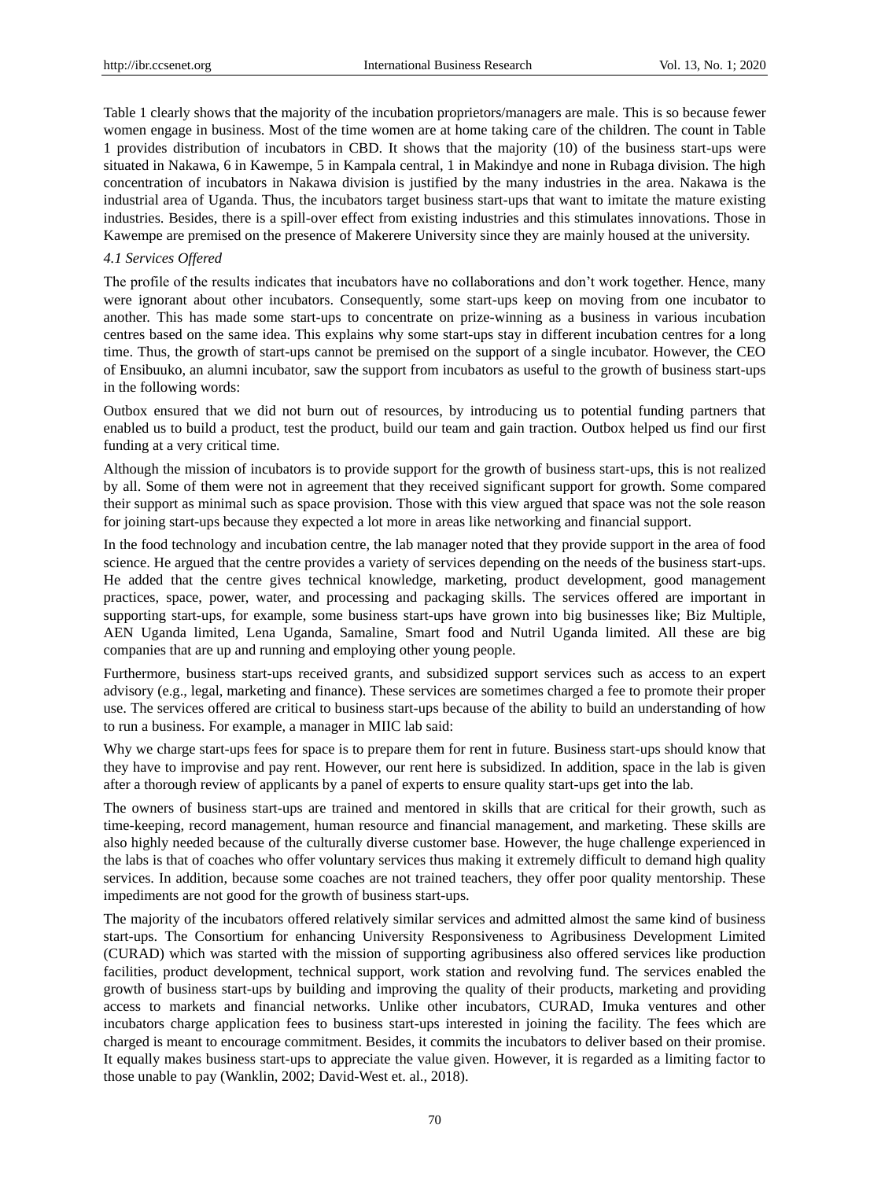Table 1 clearly shows that the majority of the incubation proprietors/managers are male. This is so because fewer women engage in business. Most of the time women are at home taking care of the children. The count in Table 1 provides distribution of incubators in CBD. It shows that the majority (10) of the business start-ups were situated in Nakawa, 6 in Kawempe, 5 in Kampala central, 1 in Makindye and none in Rubaga division. The high concentration of incubators in Nakawa division is justified by the many industries in the area. Nakawa is the industrial area of Uganda. Thus, the incubators target business start-ups that want to imitate the mature existing industries. Besides, there is a spill-over effect from existing industries and this stimulates innovations. Those in Kawempe are premised on the presence of Makerere University since they are mainly housed at the university.

### *4.1 Services Offered*

The profile of the results indicates that incubators have no collaborations and don't work together. Hence, many were ignorant about other incubators. Consequently, some start-ups keep on moving from one incubator to another. This has made some start-ups to concentrate on prize-winning as a business in various incubation centres based on the same idea. This explains why some start-ups stay in different incubation centres for a long time. Thus, the growth of start-ups cannot be premised on the support of a single incubator. However, the CEO of Ensibuuko, an alumni incubator, saw the support from incubators as useful to the growth of business start-ups in the following words:

Outbox ensured that we did not burn out of resources, by introducing us to potential funding partners that enabled us to build a product, test the product, build our team and gain traction. Outbox helped us find our first funding at a very critical time.

Although the mission of incubators is to provide support for the growth of business start-ups, this is not realized by all. Some of them were not in agreement that they received significant support for growth. Some compared their support as minimal such as space provision. Those with this view argued that space was not the sole reason for joining start-ups because they expected a lot more in areas like networking and financial support.

In the food technology and incubation centre, the lab manager noted that they provide support in the area of food science. He argued that the centre provides a variety of services depending on the needs of the business start-ups. He added that the centre gives technical knowledge, marketing, product development, good management practices, space, power, water, and processing and packaging skills. The services offered are important in supporting start-ups, for example, some business start-ups have grown into big businesses like; Biz Multiple, AEN Uganda limited, Lena Uganda, Samaline, Smart food and Nutril Uganda limited. All these are big companies that are up and running and employing other young people.

Furthermore, business start-ups received grants, and subsidized support services such as access to an expert advisory (e.g., legal, marketing and finance). These services are sometimes charged a fee to promote their proper use. The services offered are critical to business start-ups because of the ability to build an understanding of how to run a business. For example, a manager in MIIC lab said:

Why we charge start-ups fees for space is to prepare them for rent in future. Business start-ups should know that they have to improvise and pay rent. However, our rent here is subsidized. In addition, space in the lab is given after a thorough review of applicants by a panel of experts to ensure quality start-ups get into the lab.

The owners of business start-ups are trained and mentored in skills that are critical for their growth, such as time-keeping, record management, human resource and financial management, and marketing. These skills are also highly needed because of the culturally diverse customer base. However, the huge challenge experienced in the labs is that of coaches who offer voluntary services thus making it extremely difficult to demand high quality services. In addition, because some coaches are not trained teachers, they offer poor quality mentorship. These impediments are not good for the growth of business start-ups.

The majority of the incubators offered relatively similar services and admitted almost the same kind of business start-ups. The Consortium for enhancing University Responsiveness to Agribusiness Development Limited (CURAD) which was started with the mission of supporting agribusiness also offered services like production facilities, product development, technical support, work station and revolving fund. The services enabled the growth of business start-ups by building and improving the quality of their products, marketing and providing access to markets and financial networks. Unlike other incubators, CURAD, Imuka ventures and other incubators charge application fees to business start-ups interested in joining the facility. The fees which are charged is meant to encourage commitment. Besides, it commits the incubators to deliver based on their promise. It equally makes business start-ups to appreciate the value given. However, it is regarded as a limiting factor to those unable to pay (Wanklin, 2002; David-West et. al., 2018).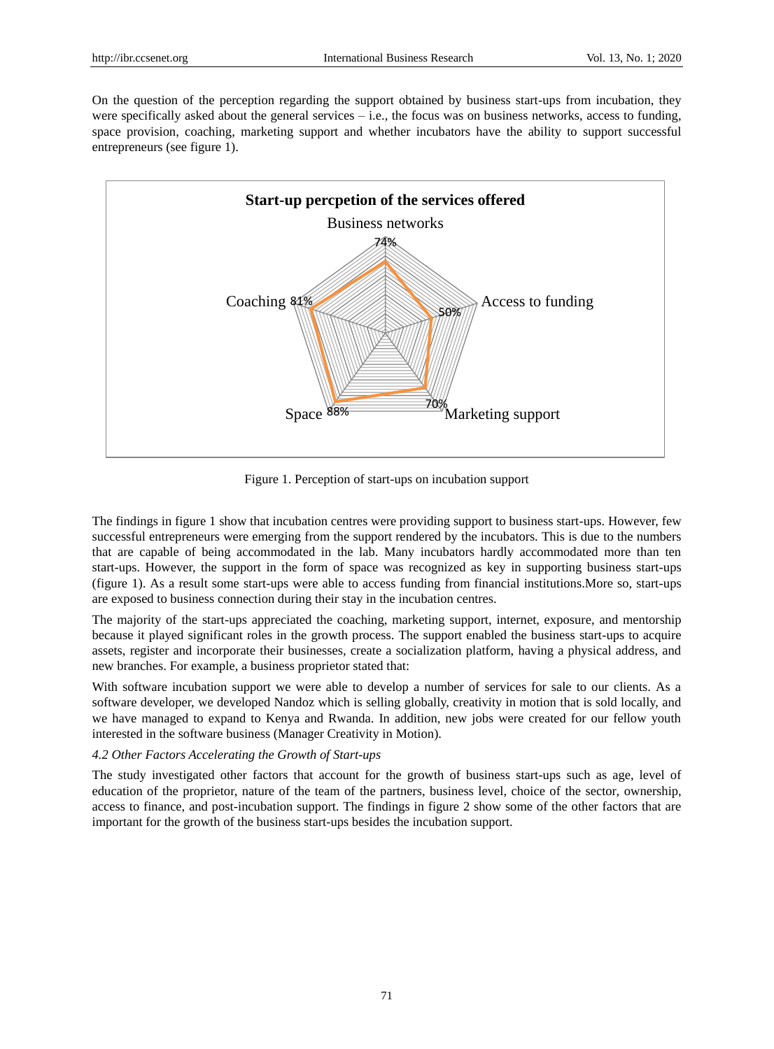On the question of the perception regarding the support obtained by business start-ups from incubation, they were specifically asked about the general services – i.e., the focus was on business networks, access to funding, space provision, coaching, marketing support and whether incubators have the ability to support successful entrepreneurs (see figure 1).

**Start-up percpetion of the services offered**

| Service | Percentage |
|---|---|
| Business networks | 74% |
| Access to funding | 50% |
| Marketing support | 70% |
| Space | 88% |
| Coaching | 81% |

Figure 1. Perception of start-ups on incubation support

The findings in figure 1 show that incubation centres were providing support to business start-ups. However, few successful entrepreneurs were emerging from the support rendered by the incubators. This is due to the numbers that are capable of being accommodated in the lab. Many incubators hardly accommodated more than ten start-ups. However, the support in the form of space was recognized as key in supporting business start-ups (figure 1). As a result some start-ups were able to access funding from financial institutions.More so, start-ups are exposed to business connection during their stay in the incubation centres.

The majority of the start-ups appreciated the coaching, marketing support, internet, exposure, and mentorship because it played significant roles in the growth process. The support enabled the business start-ups to acquire assets, register and incorporate their businesses, create a socialization platform, having a physical address, and new branches. For example, a business proprietor stated that:

With software incubation support we were able to develop a number of services for sale to our clients. As a software developer, we developed Nandoz which is selling globally, creativity in motion that is sold locally, and we have managed to expand to Kenya and Rwanda. In addition, new jobs were created for our fellow youth interested in the software business (Manager Creativity in Motion).

### *4.2 Other Factors Accelerating the Growth of Start-ups*

The study investigated other factors that account for the growth of business start-ups such as age, level of education of the proprietor, nature of the team of the partners, business level, choice of the sector, ownership, access to finance, and post-incubation support. The findings in figure 2 show some of the other factors that are important for the growth of the business start-ups besides the incubation support.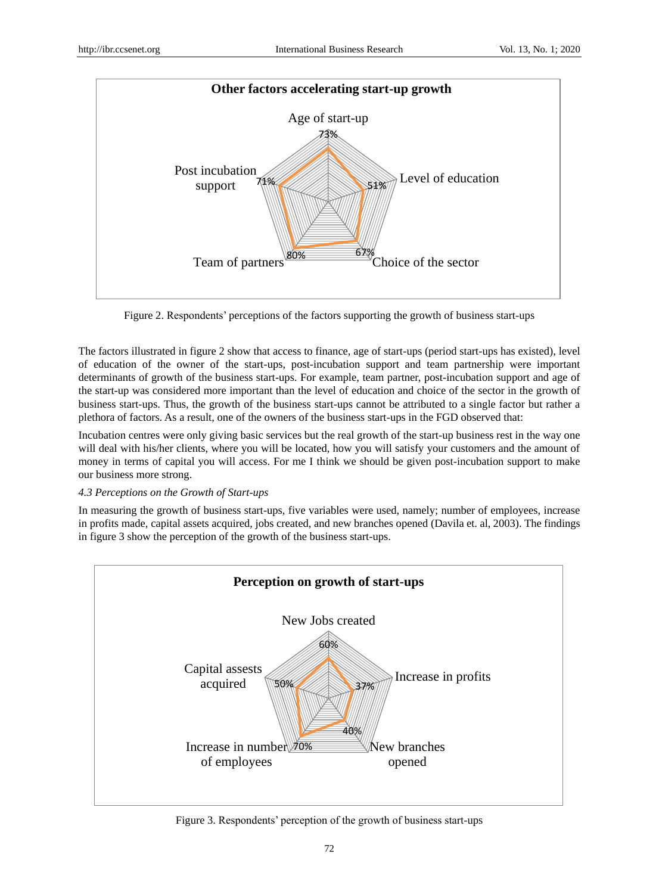Figure 2. Respondents' perceptions of the factors supporting the growth of business start-ups

The factors illustrated in figure 2 show that access to finance, age of start-ups (period start-ups has existed), level of education of the owner of the start-ups, post-incubation support and team partnership were important determinants of growth of the business start-ups. For example, team partner, post-incubation support and age of the start-up was considered more important than the level of education and choice of the sector in the growth of business start-ups. Thus, the growth of the business start-ups cannot be attributed to a single factor but rather a plethora of factors. As a result, one of the owners of the business start-ups in the FGD observed that:

Incubation centres were only giving basic services but the real growth of the start-up business rest in the way one will deal with his/her clients, where you will be located, how you will satisfy your customers and the amount of money in terms of capital you will access. For me I think we should be given post-incubation support to make our business more strong.

*4.3 Perceptions on the Growth of Start-ups*

In measuring the growth of business start-ups, five variables were used, namely; number of employees, increase in profits made, capital assets acquired, jobs created, and new branches opened (Davila et. al, 2003). The findings in figure 3 show the perception of the growth of the business start-ups.

Figure 3. Respondents' perception of the growth of business start-ups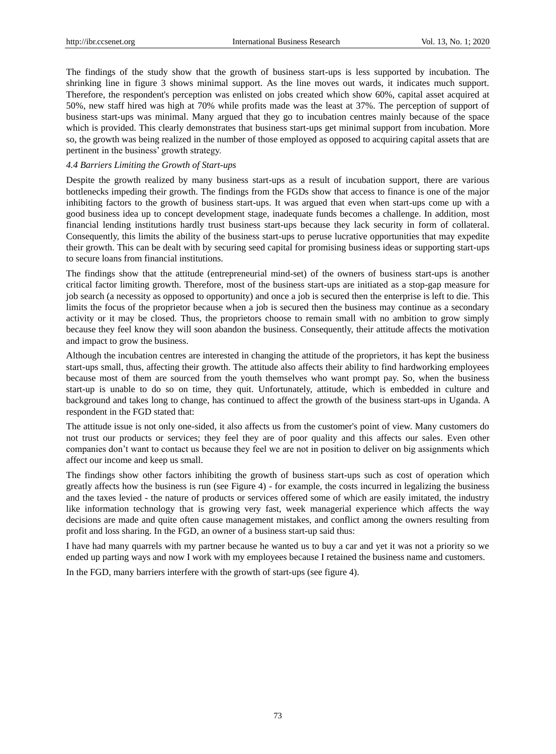The findings of the study show that the growth of business start-ups is less supported by incubation. The shrinking line in figure 3 shows minimal support. As the line moves out wards, it indicates much support. Therefore, the respondent's perception was enlisted on jobs created which show 60%, capital asset acquired at 50%, new staff hired was high at 70% while profits made was the least at 37%. The perception of support of business start-ups was minimal. Many argued that they go to incubation centres mainly because of the space which is provided. This clearly demonstrates that business start-ups get minimal support from incubation. More so, the growth was being realized in the number of those employed as opposed to acquiring capital assets that are pertinent in the business' growth strategy.

### *4.4 Barriers Limiting the Growth of Start-ups*

Despite the growth realized by many business start-ups as a result of incubation support, there are various bottlenecks impeding their growth. The findings from the FGDs show that access to finance is one of the major inhibiting factors to the growth of business start-ups. It was argued that even when start-ups come up with a good business idea up to concept development stage, inadequate funds becomes a challenge. In addition, most financial lending institutions hardly trust business start-ups because they lack security in form of collateral. Consequently, this limits the ability of the business start-ups to peruse lucrative opportunities that may expedite their growth. This can be dealt with by securing seed capital for promising business ideas or supporting start-ups to secure loans from financial institutions.

The findings show that the attitude (entrepreneurial mind-set) of the owners of business start-ups is another critical factor limiting growth. Therefore, most of the business start-ups are initiated as a stop-gap measure for job search (a necessity as opposed to opportunity) and once a job is secured then the enterprise is left to die. This limits the focus of the proprietor because when a job is secured then the business may continue as a secondary activity or it may be closed. Thus, the proprietors choose to remain small with no ambition to grow simply because they feel know they will soon abandon the business. Consequently, their attitude affects the motivation and impact to grow the business.

Although the incubation centres are interested in changing the attitude of the proprietors, it has kept the business start-ups small, thus, affecting their growth. The attitude also affects their ability to find hardworking employees because most of them are sourced from the youth themselves who want prompt pay. So, when the business start-up is unable to do so on time, they quit. Unfortunately, attitude, which is embedded in culture and background and takes long to change, has continued to affect the growth of the business start-ups in Uganda. A respondent in the FGD stated that:

The attitude issue is not only one-sided, it also affects us from the customer's point of view. Many customers do not trust our products or services; they feel they are of poor quality and this affects our sales. Even other companies don't want to contact us because they feel we are not in position to deliver on big assignments which affect our income and keep us small.

The findings show other factors inhibiting the growth of business start-ups such as cost of operation which greatly affects how the business is run (see Figure 4) - for example, the costs incurred in legalizing the business and the taxes levied - the nature of products or services offered some of which are easily imitated, the industry like information technology that is growing very fast, week managerial experience which affects the way decisions are made and quite often cause management mistakes, and conflict among the owners resulting from profit and loss sharing. In the FGD, an owner of a business start-up said thus:

I have had many quarrels with my partner because he wanted us to buy a car and yet it was not a priority so we ended up parting ways and now I work with my employees because I retained the business name and customers.

In the FGD, many barriers interfere with the growth of start-ups (see figure 4).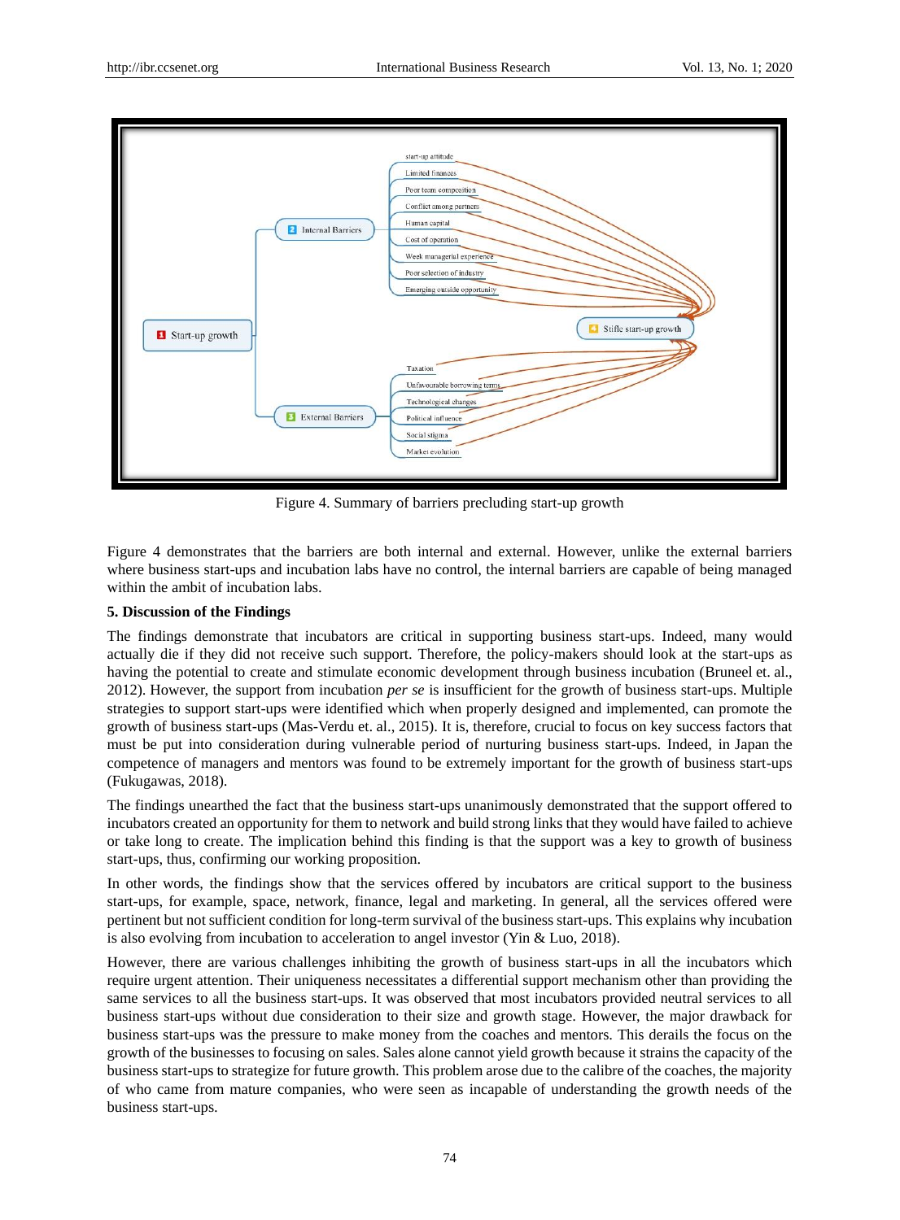Figure 4. Summary of barriers precluding start-up growth

Figure 4 demonstrates that the barriers are both internal and external. However, unlike the external barriers where business start-ups and incubation labs have no control, the internal barriers are capable of being managed within the ambit of incubation labs.

**5. Discussion of the Findings**

The findings demonstrate that incubators are critical in supporting business start-ups. Indeed, many would actually die if they did not receive such support. Therefore, the policy-makers should look at the start-ups as having the potential to create and stimulate economic development through business incubation (Bruneel et. al., 2012). However, the support from incubation *per se* is insufficient for the growth of business start-ups. Multiple strategies to support start-ups were identified which when properly designed and implemented, can promote the growth of business start-ups (Mas-Verdu et. al., 2015). It is, therefore, crucial to focus on key success factors that must be put into consideration during vulnerable period of nurturing business start-ups. Indeed, in Japan the competence of managers and mentors was found to be extremely important for the growth of business start-ups (Fukugawas, 2018).

The findings unearthed the fact that the business start-ups unanimously demonstrated that the support offered to incubators created an opportunity for them to network and build strong links that they would have failed to achieve or take long to create. The implication behind this finding is that the support was a key to growth of business start-ups, thus, confirming our working proposition.

In other words, the findings show that the services offered by incubators are critical support to the business start-ups, for example, space, network, finance, legal and marketing. In general, all the services offered were pertinent but not sufficient condition for long-term survival of the business start-ups. This explains why incubation is also evolving from incubation to acceleration to angel investor (Yin & Luo, 2018).

However, there are various challenges inhibiting the growth of business start-ups in all the incubators which require urgent attention. Their uniqueness necessitates a differential support mechanism other than providing the same services to all the business start-ups. It was observed that most incubators provided neutral services to all business start-ups without due consideration to their size and growth stage. However, the major drawback for business start-ups was the pressure to make money from the coaches and mentors. This derails the focus on the growth of the businesses to focusing on sales. Sales alone cannot yield growth because it strains the capacity of the business start-ups to strategize for future growth. This problem arose due to the calibre of the coaches, the majority of who came from mature companies, who were seen as incapable of understanding the growth needs of the business start-ups.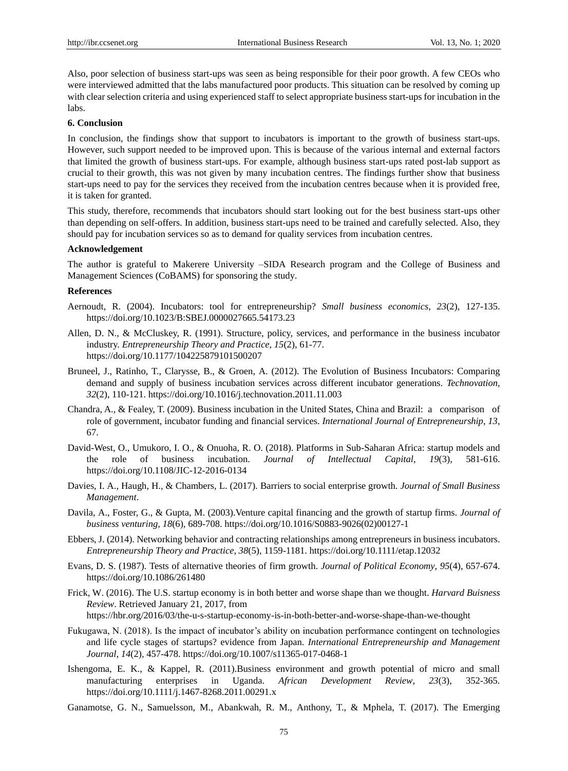Also, poor selection of business start-ups was seen as being responsible for their poor growth. A few CEOs who were interviewed admitted that the labs manufactured poor products. This situation can be resolved by coming up with clear selection criteria and using experienced staff to select appropriate business start-ups for incubation in the labs.

**6. Conclusion**

In conclusion, the findings show that support to incubators is important to the growth of business start-ups. However, such support needed to be improved upon. This is because of the various internal and external factors that limited the growth of business start-ups. For example, although business start-ups rated post-lab support as crucial to their growth, this was not given by many incubation centres. The findings further show that business start-ups need to pay for the services they received from the incubation centres because when it is provided free, it is taken for granted.

This study, therefore, recommends that incubators should start looking out for the best business start-ups other than depending on self-offers. In addition, business start-ups need to be trained and carefully selected. Also, they should pay for incubation services so as to demand for quality services from incubation centres.

**Acknowledgement**

The author is grateful to Makerere University –SIDA Research program and the College of Business and Management Sciences (CoBAMS) for sponsoring the study.

**References**

Aernoudt, R. (2004). Incubators: tool for entrepreneurship? *Small business economics*, *23*(2), 127-135. https://doi.org/10.1023/B:SBEJ.0000027665.54173.23

Allen, D. N., & McCluskey, R. (1991). Structure, policy, services, and performance in the business incubator industry. *Entrepreneurship Theory and Practice*, *15*(2), 61-77. https://doi.org/10.1177/104225879101500207

Bruneel, J., Ratinho, T., Clarysse, B., & Groen, A. (2012). The Evolution of Business Incubators: Comparing demand and supply of business incubation services across different incubator generations. *Technovation*, *32*(2), 110-121. https://doi.org/10.1016/j.technovation.2011.11.003

Chandra, A., & Fealey, T. (2009). Business incubation in the United States, China and Brazil: a comparison of role of government, incubator funding and financial services. *International Journal of Entrepreneurship*, *13*, 67.

David-West, O., Umukoro, I. O., & Onuoha, R. O. (2018). Platforms in Sub-Saharan Africa: startup models and the role of business incubation. *Journal of Intellectual Capital*, *19*(3), 581-616. https://doi.org/10.1108/JIC-12-2016-0134

Davies, I. A., Haugh, H., & Chambers, L. (2017). Barriers to social enterprise growth. *Journal of Small Business Management*.

Davila, A., Foster, G., & Gupta, M. (2003).Venture capital financing and the growth of startup firms. *Journal of business venturing*, *18*(6), 689-708. https://doi.org/10.1016/S0883-9026(02)00127-1

Ebbers, J. (2014). Networking behavior and contracting relationships among entrepreneurs in business incubators. *Entrepreneurship Theory and Practice, 38*(5), 1159-1181. https://doi.org/10.1111/etap.12032

Evans, D. S. (1987). Tests of alternative theories of firm growth. *Journal of Political Economy*, *95*(4), 657-674. https://doi.org/10.1086/261480

Frick, W. (2016). The U.S. startup economy is in both better and worse shape than we thought. *Harvard Buisness Review*. Retrieved January 21, 2017, from https://hbr.org/2016/03/the-u-s-startup-economy-is-in-both-better-and-worse-shape-than-we-thought

Fukugawa, N. (2018). Is the impact of incubator's ability on incubation performance contingent on technologies and life cycle stages of startups? evidence from Japan. *International Entrepreneurship and Management Journal*, *14*(2), 457-478. https://doi.org/10.1007/s11365-017-0468-1

Ishengoma, E. K., & Kappel, R. (2011).Business environment and growth potential of micro and small manufacturing enterprises in Uganda. *African Development Review*, *23*(3), 352-365. https://doi.org/10.1111/j.1467-8268.2011.00291.x

Ganamotse, G. N., Samuelsson, M., Abankwah, R. M., Anthony, T., & Mphela, T. (2017). The Emerging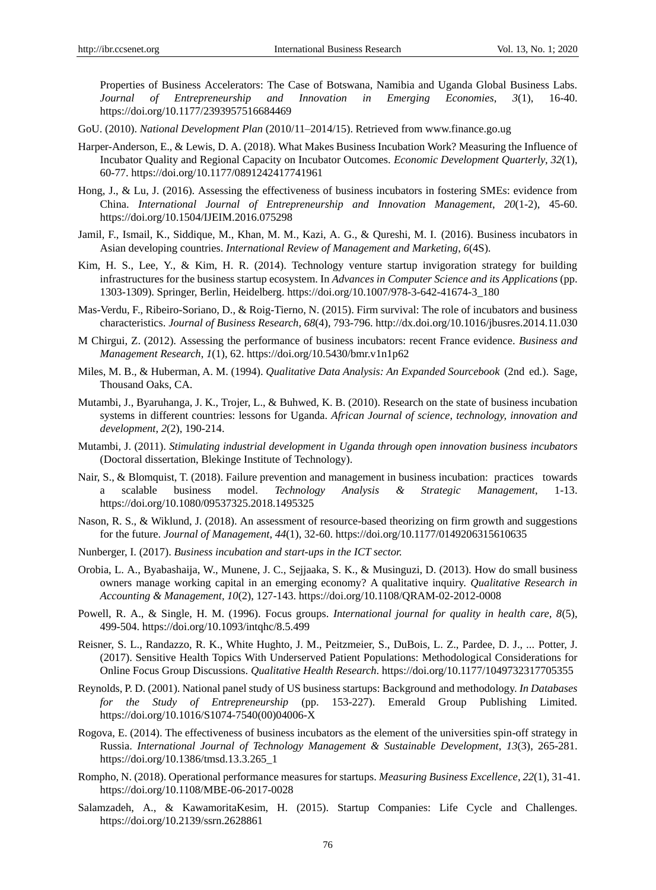Properties of Business Accelerators: The Case of Botswana, Namibia and Uganda Global Business Labs. *Journal of Entrepreneurship and Innovation in Emerging Economies*, *3*(1), 16-40. https://doi.org/10.1177/2393957516684469

GoU. (2010). *National Development Plan* (2010/11–2014/15). Retrieved from www.finance.go.ug

Harper-Anderson, E., & Lewis, D. A. (2018). What Makes Business Incubation Work? Measuring the Influence of Incubator Quality and Regional Capacity on Incubator Outcomes. *Economic Development Quarterly*, *32*(1), 60-77. https://doi.org/10.1177/0891242417741961

Hong, J., & Lu, J. (2016). Assessing the effectiveness of business incubators in fostering SMEs: evidence from China. *International Journal of Entrepreneurship and Innovation Management*, *20*(1-2), 45-60. https://doi.org/10.1504/IJEIM.2016.075298

Jamil, F., Ismail, K., Siddique, M., Khan, M. M., Kazi, A. G., & Qureshi, M. I. (2016). Business incubators in Asian developing countries. *International Review of Management and Marketing*, *6*(4S).

Kim, H. S., Lee, Y., & Kim, H. R. (2014). Technology venture startup invigoration strategy for building infrastructures for the business startup ecosystem. In *Advances in Computer Science and its Applications* (pp. 1303-1309). Springer, Berlin, Heidelberg. https://doi.org/10.1007/978-3-642-41674-3_180

Mas-Verdu, F., Ribeiro-Soriano, D., & Roig-Tierno, N. (2015). Firm survival: The role of incubators and business characteristics. *Journal of Business Research, 68*(4), 793-796. http://dx.doi.org/10.1016/jbusres.2014.11.030

M Chirgui, Z. (2012). Assessing the performance of business incubators: recent France evidence. *Business and Management Research*, *1*(1), 62. https://doi.org/10.5430/bmr.v1n1p62

Miles, M. B., & Huberman, A. M. (1994). *Qualitative Data Analysis: An Expanded Sourcebook* (2nd ed.). Sage, Thousand Oaks, CA.

Mutambi, J., Byaruhanga, J. K., Trojer, L., & Buhwed, K. B. (2010). Research on the state of business incubation systems in different countries: lessons for Uganda. *African Journal of science, technology, innovation and development*, *2*(2), 190-214.

Mutambi, J. (2011). *Stimulating industrial development in Uganda through open innovation business incubators* (Doctoral dissertation, Blekinge Institute of Technology).

Nair, S., & Blomquist, T. (2018). Failure prevention and management in business incubation: practices towards a scalable business model. *Technology Analysis & Strategic Management*, 1-13. https://doi.org/10.1080/09537325.2018.1495325

Nason, R. S., & Wiklund, J. (2018). An assessment of resource-based theorizing on firm growth and suggestions for the future. *Journal of Management*, *44*(1), 32-60. https://doi.org/10.1177/0149206315610635

Nunberger, I. (2017). *Business incubation and start-ups in the ICT sector.*

Orobia, L. A., Byabashaija, W., Munene, J. C., Sejjaaka, S. K., & Musinguzi, D. (2013). How do small business owners manage working capital in an emerging economy? A qualitative inquiry. *Qualitative Research in Accounting & Management*, *10*(2), 127-143. https://doi.org/10.1108/QRAM-02-2012-0008

Powell, R. A., & Single, H. M. (1996). Focus groups. *International journal for quality in health care, 8*(5), 499-504. https://doi.org/10.1093/intqhc/8.5.499

Reisner, S. L., Randazzo, R. K., White Hughto, J. M., Peitzmeier, S., DuBois, L. Z., Pardee, D. J., ... Potter, J. (2017). Sensitive Health Topics With Underserved Patient Populations: Methodological Considerations for Online Focus Group Discussions. *Qualitative Health Research*. https://doi.org/10.1177/1049732317705355

Reynolds, P. D. (2001). National panel study of US business startups: Background and methodology. *In Databases for the Study of Entrepreneurship* (pp. 153-227). Emerald Group Publishing Limited. https://doi.org/10.1016/S1074-7540(00)04006-X

Rogova, E. (2014). The effectiveness of business incubators as the element of the universities spin-off strategy in Russia. *International Journal of Technology Management & Sustainable Development*, *13*(3), 265-281. https://doi.org/10.1386/tmsd.13.3.265_1

Rompho, N. (2018). Operational performance measures for startups. *Measuring Business Excellence*, *22*(1), 31-41. https://doi.org/10.1108/MBE-06-2017-0028

Salamzadeh, A., & KawamoritaKesim, H. (2015). Startup Companies: Life Cycle and Challenges. https://doi.org/10.2139/ssrn.2628861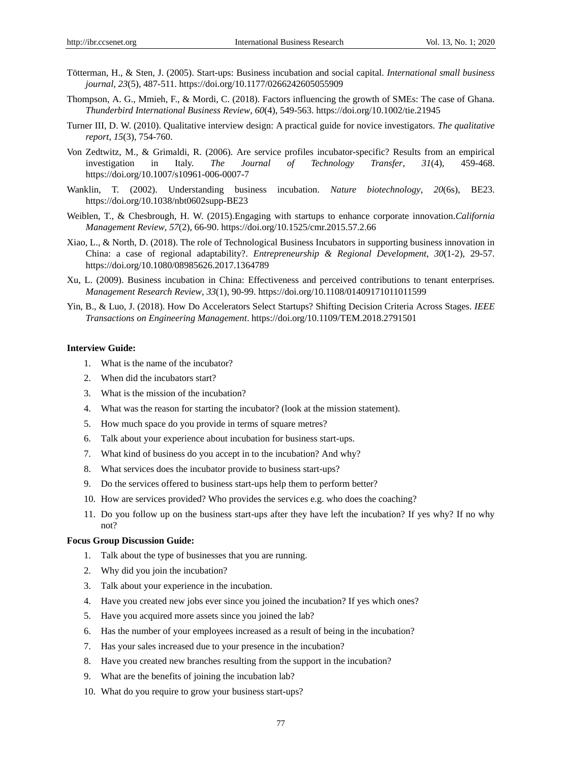Tötterman, H., & Sten, J. (2005). Start-ups: Business incubation and social capital. *International small business journal*, *23*(5), 487-511. https://doi.org/10.1177/0266242605055909

Thompson, A. G., Mmieh, F., & Mordi, C. (2018). Factors influencing the growth of SMEs: The case of Ghana. *Thunderbird International Business Review*, *60*(4), 549-563. https://doi.org/10.1002/tie.21945

Turner III, D. W. (2010). Qualitative interview design: A practical guide for novice investigators. *The qualitative report*, *15*(3), 754-760.

Von Zedtwitz, M., & Grimaldi, R. (2006). Are service profiles incubator-specific? Results from an empirical investigation in Italy. *The Journal of Technology Transfer*, *31*(4), 459-468. https://doi.org/10.1007/s10961-006-0007-7

Wanklin, T. (2002). Understanding business incubation. *Nature biotechnology*, *20*(6s), BE23. https://doi.org/10.1038/nbt0602supp-BE23

Weiblen, T., & Chesbrough, H. W. (2015).Engaging with startups to enhance corporate innovation.*California Management Review*, *57*(2), 66-90. https://doi.org/10.1525/cmr.2015.57.2.66

Xiao, L., & North, D. (2018). The role of Technological Business Incubators in supporting business innovation in China: a case of regional adaptability?. *Entrepreneurship & Regional Development*, *30*(1-2), 29-57. https://doi.org/10.1080/08985626.2017.1364789

Xu, L. (2009). Business incubation in China: Effectiveness and perceived contributions to tenant enterprises. *Management Research Review*, *33*(1), 90-99. https://doi.org/10.1108/01409171011011599

Yin, B., & Luo, J. (2018). How Do Accelerators Select Startups? Shifting Decision Criteria Across Stages. *IEEE Transactions on Engineering Management*. https://doi.org/10.1109/TEM.2018.2791501

**Interview Guide:**

1. What is the name of the incubator?
2. When did the incubators start?
3. What is the mission of the incubation?
4. What was the reason for starting the incubator? (look at the mission statement).
5. How much space do you provide in terms of square metres?
6. Talk about your experience about incubation for business start-ups.
7. What kind of business do you accept in to the incubation? And why?
8. What services does the incubator provide to business start-ups?
9. Do the services offered to business start-ups help them to perform better?
10. How are services provided? Who provides the services e.g. who does the coaching?
11. Do you follow up on the business start-ups after they have left the incubation? If yes why? If no why not?

**Focus Group Discussion Guide:**

1. Talk about the type of businesses that you are running.
2. Why did you join the incubation?
3. Talk about your experience in the incubation.
4. Have you created new jobs ever since you joined the incubation? If yes which ones?
5. Have you acquired more assets since you joined the lab?
6. Has the number of your employees increased as a result of being in the incubation?
7. Has your sales increased due to your presence in the incubation?
8. Have you created new branches resulting from the support in the incubation?
9. What are the benefits of joining the incubation lab?
10. What do you require to grow your business start-ups?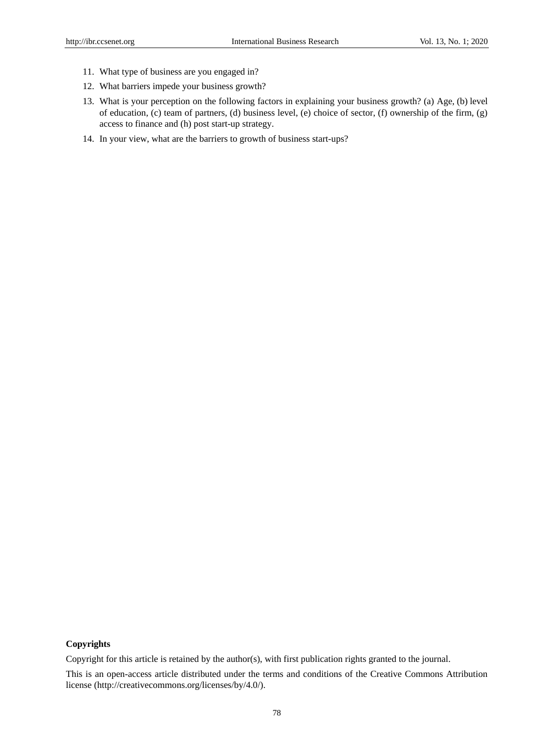11. What type of business are you engaged in?
12. What barriers impede your business growth?
13. What is your perception on the following factors in explaining your business growth? (a) Age, (b) level of education, (c) team of partners, (d) business level, (e) choice of sector, (f) ownership of the firm, (g) access to finance and (h) post start-up strategy.
14. In your view, what are the barriers to growth of business start-ups?

**Copyrights**

Copyright for this article is retained by the author(s), with first publication rights granted to the journal.

This is an open-access article distributed under the terms and conditions of the Creative Commons Attribution license (http://creativecommons.org/licenses/by/4.0/).